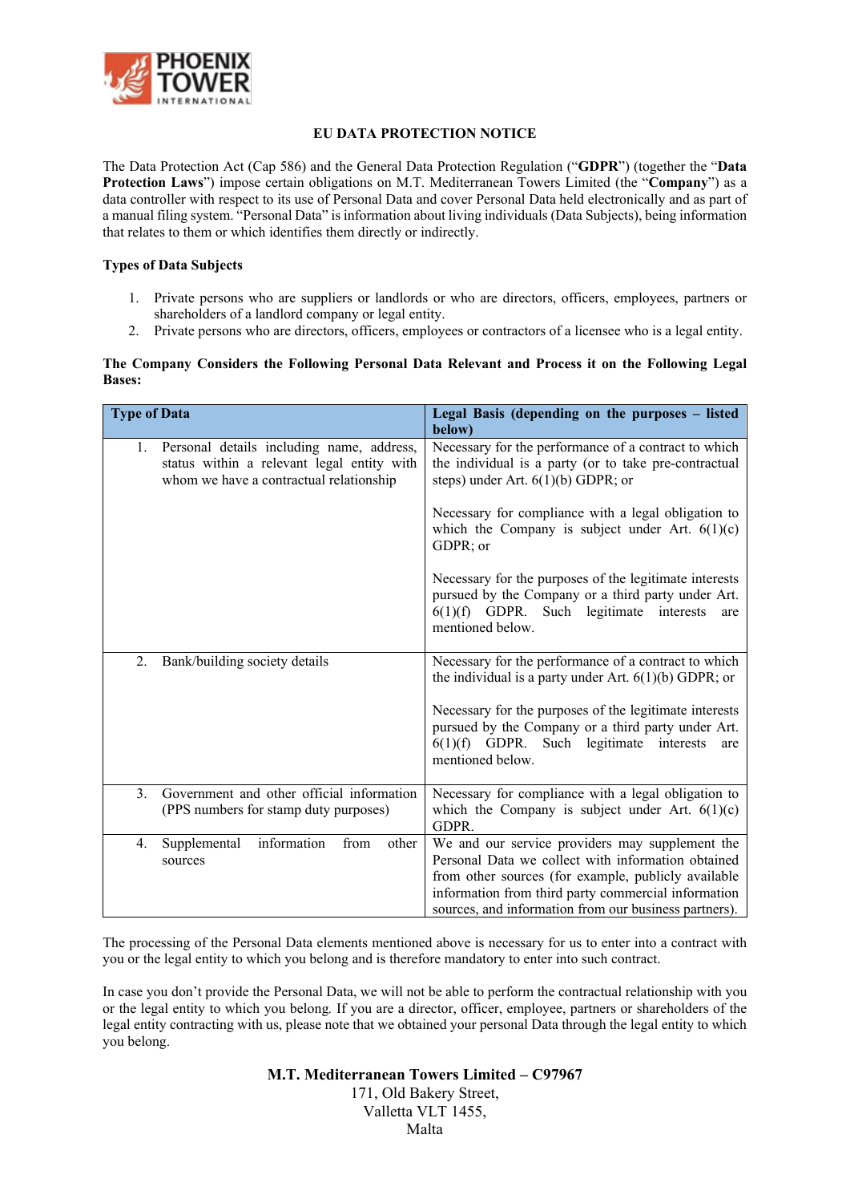# EU DATA PROTECTION NOTICE

The Data Protection Act (Cap 586) and the General Data Protection Regulation ("**GDPR**") (together the "**Data Protection Laws**") impose certain obligations on M.T. Mediterranean Towers Limited (the "**Company**") as a data controller with respect to its use of Personal Data and cover Personal Data held electronically and as part of a manual filing system. "Personal Data" is information about living individuals (Data Subjects), being information that relates to them or which identifies them directly or indirectly.

**Types of Data Subjects**

1. Private persons who are suppliers or landlords or who are directors, officers, employees, partners or shareholders of a landlord company or legal entity.
2. Private persons who are directors, officers, employees or contractors of a licensee who is a legal entity.

**The Company Considers the Following Personal Data Relevant and Process it on the Following Legal Bases:**

| Type of Data | Legal Basis (depending on the purposes – listed below) |
|---|---|
| 1. Personal details including name, address, status within a relevant legal entity with whom we have a contractual relationship | Necessary for the performance of a contract to which the individual is a party (or to take pre-contractual steps) under Art. 6(1)(b) GDPR; or<br><br>Necessary for compliance with a legal obligation to which the Company is subject under Art. 6(1)(c) GDPR; or<br><br>Necessary for the purposes of the legitimate interests pursued by the Company or a third party under Art. 6(1)(f) GDPR. Such legitimate interests are mentioned below. |
| 2. Bank/building society details | Necessary for the performance of a contract to which the individual is a party under Art. 6(1)(b) GDPR; or<br><br>Necessary for the purposes of the legitimate interests pursued by the Company or a third party under Art. 6(1)(f) GDPR. Such legitimate interests are mentioned below. |
| 3. Government and other official information (PPS numbers for stamp duty purposes) | Necessary for compliance with a legal obligation to which the Company is subject under Art. 6(1)(c) GDPR. |
| 4. Supplemental information from other sources | We and our service providers may supplement the Personal Data we collect with information obtained from other sources (for example, publicly available information from third party commercial information sources, and information from our business partners). |

The processing of the Personal Data elements mentioned above is necessary for us to enter into a contract with you or the legal entity to which you belong and is therefore mandatory to enter into such contract.

In case you don't provide the Personal Data, we will not be able to perform the contractual relationship with you or the legal entity to which you belong. If you are a director, officer, employee, partners or shareholders of the legal entity contracting with us, please note that we obtained your personal Data through the legal entity to which you belong.

**M.T. Mediterranean Towers Limited – C97967**
171, Old Bakery Street,
Valletta VLT 1455,
Malta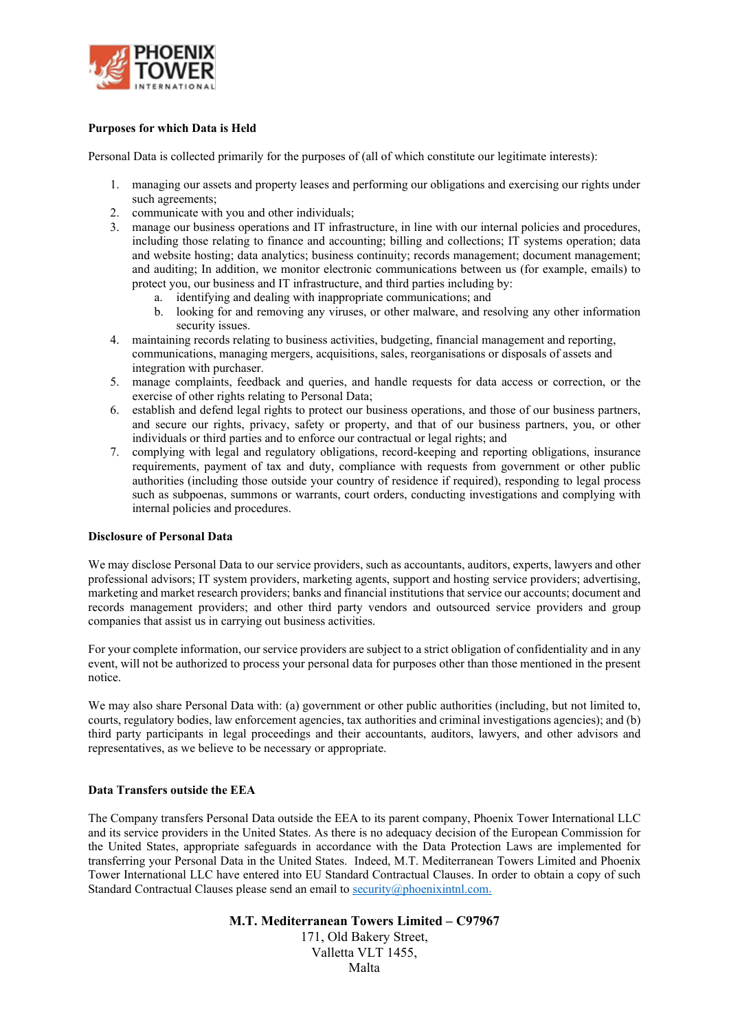**Purposes for which Data is Held**

Personal Data is collected primarily for the purposes of (all of which constitute our legitimate interests):

1. managing our assets and property leases and performing our obligations and exercising our rights under such agreements;
2. communicate with you and other individuals;
3. manage our business operations and IT infrastructure, in line with our internal policies and procedures, including those relating to finance and accounting; billing and collections; IT systems operation; data and website hosting; data analytics; business continuity; records management; document management; and auditing; In addition, we monitor electronic communications between us (for example, emails) to protect you, our business and IT infrastructure, and third parties including by:
   a. identifying and dealing with inappropriate communications; and
   b. looking for and removing any viruses, or other malware, and resolving any other information security issues.
4. maintaining records relating to business activities, budgeting, financial management and reporting, communications, managing mergers, acquisitions, sales, reorganisations or disposals of assets and integration with purchaser.
5. manage complaints, feedback and queries, and handle requests for data access or correction, or the exercise of other rights relating to Personal Data;
6. establish and defend legal rights to protect our business operations, and those of our business partners, and secure our rights, privacy, safety or property, and that of our business partners, you, or other individuals or third parties and to enforce our contractual or legal rights; and
7. complying with legal and regulatory obligations, record-keeping and reporting obligations, insurance requirements, payment of tax and duty, compliance with requests from government or other public authorities (including those outside your country of residence if required), responding to legal process such as subpoenas, summons or warrants, court orders, conducting investigations and complying with internal policies and procedures.

**Disclosure of Personal Data**

We may disclose Personal Data to our service providers, such as accountants, auditors, experts, lawyers and other professional advisors; IT system providers, marketing agents, support and hosting service providers; advertising, marketing and market research providers; banks and financial institutions that service our accounts; document and records management providers; and other third party vendors and outsourced service providers and group companies that assist us in carrying out business activities.

For your complete information, our service providers are subject to a strict obligation of confidentiality and in any event, will not be authorized to process your personal data for purposes other than those mentioned in the present notice.

We may also share Personal Data with: (a) government or other public authorities (including, but not limited to, courts, regulatory bodies, law enforcement agencies, tax authorities and criminal investigations agencies); and (b) third party participants in legal proceedings and their accountants, auditors, lawyers, and other advisors and representatives, as we believe to be necessary or appropriate.

**Data Transfers outside the EEA**

The Company transfers Personal Data outside the EEA to its parent company, Phoenix Tower International LLC and its service providers in the United States. As there is no adequacy decision of the European Commission for the United States, appropriate safeguards in accordance with the Data Protection Laws are implemented for transferring your Personal Data in the United States. Indeed, M.T. Mediterranean Towers Limited and Phoenix Tower International LLC have entered into EU Standard Contractual Clauses. In order to obtain a copy of such Standard Contractual Clauses please send an email to security@phoenixintnl.com.

**M.T. Mediterranean Towers Limited – C97967**
171, Old Bakery Street,
Valletta VLT 1455,
Malta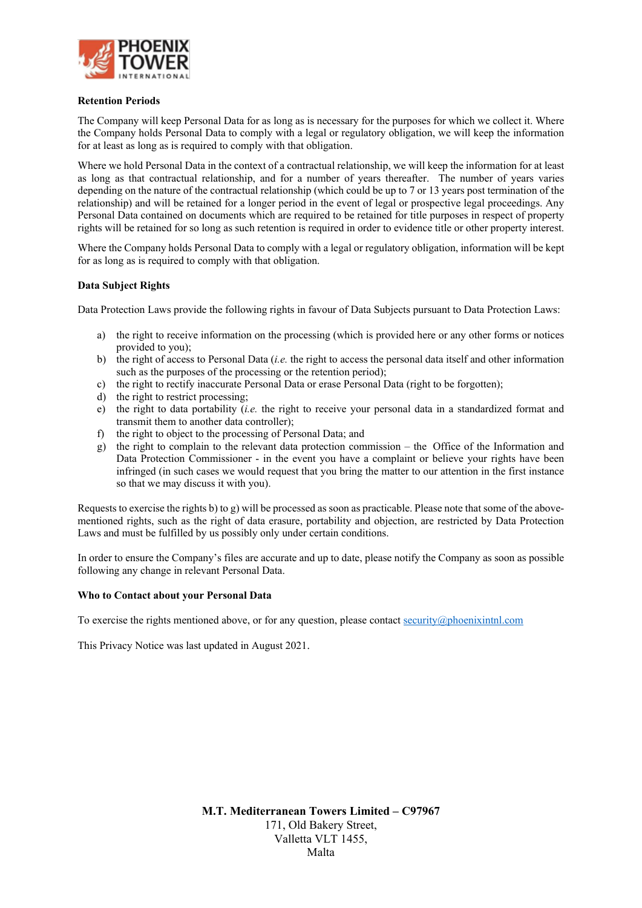### Retention Periods

The Company will keep Personal Data for as long as is necessary for the purposes for which we collect it. Where the Company holds Personal Data to comply with a legal or regulatory obligation, we will keep the information for at least as long as is required to comply with that obligation.

Where we hold Personal Data in the context of a contractual relationship, we will keep the information for at least as long as that contractual relationship, and for a number of years thereafter. The number of years varies depending on the nature of the contractual relationship (which could be up to 7 or 13 years post termination of the relationship) and will be retained for a longer period in the event of legal or prospective legal proceedings. Any Personal Data contained on documents which are required to be retained for title purposes in respect of property rights will be retained for so long as such retention is required in order to evidence title or other property interest.

Where the Company holds Personal Data to comply with a legal or regulatory obligation, information will be kept for as long as is required to comply with that obligation.

### Data Subject Rights

Data Protection Laws provide the following rights in favour of Data Subjects pursuant to Data Protection Laws:

a) the right to receive information on the processing (which is provided here or any other forms or notices provided to you);
b) the right of access to Personal Data (*i.e.* the right to access the personal data itself and other information such as the purposes of the processing or the retention period);
c) the right to rectify inaccurate Personal Data or erase Personal Data (right to be forgotten);
d) the right to restrict processing;
e) the right to data portability (*i.e.* the right to receive your personal data in a standardized format and transmit them to another data controller);
f) the right to object to the processing of Personal Data; and
g) the right to complain to the relevant data protection commission – the Office of the Information and Data Protection Commissioner - in the event you have a complaint or believe your rights have been infringed (in such cases we would request that you bring the matter to our attention in the first instance so that we may discuss it with you).

Requests to exercise the rights b) to g) will be processed as soon as practicable. Please note that some of the above-mentioned rights, such as the right of data erasure, portability and objection, are restricted by Data Protection Laws and must be fulfilled by us possibly only under certain conditions.

In order to ensure the Company's files are accurate and up to date, please notify the Company as soon as possible following any change in relevant Personal Data.

### Who to Contact about your Personal Data

To exercise the rights mentioned above, or for any question, please contact security@phoenixintnl.com

This Privacy Notice was last updated in August 2021.

**M.T. Mediterranean Towers Limited – C97967**
171, Old Bakery Street,
Valletta VLT 1455,
Malta